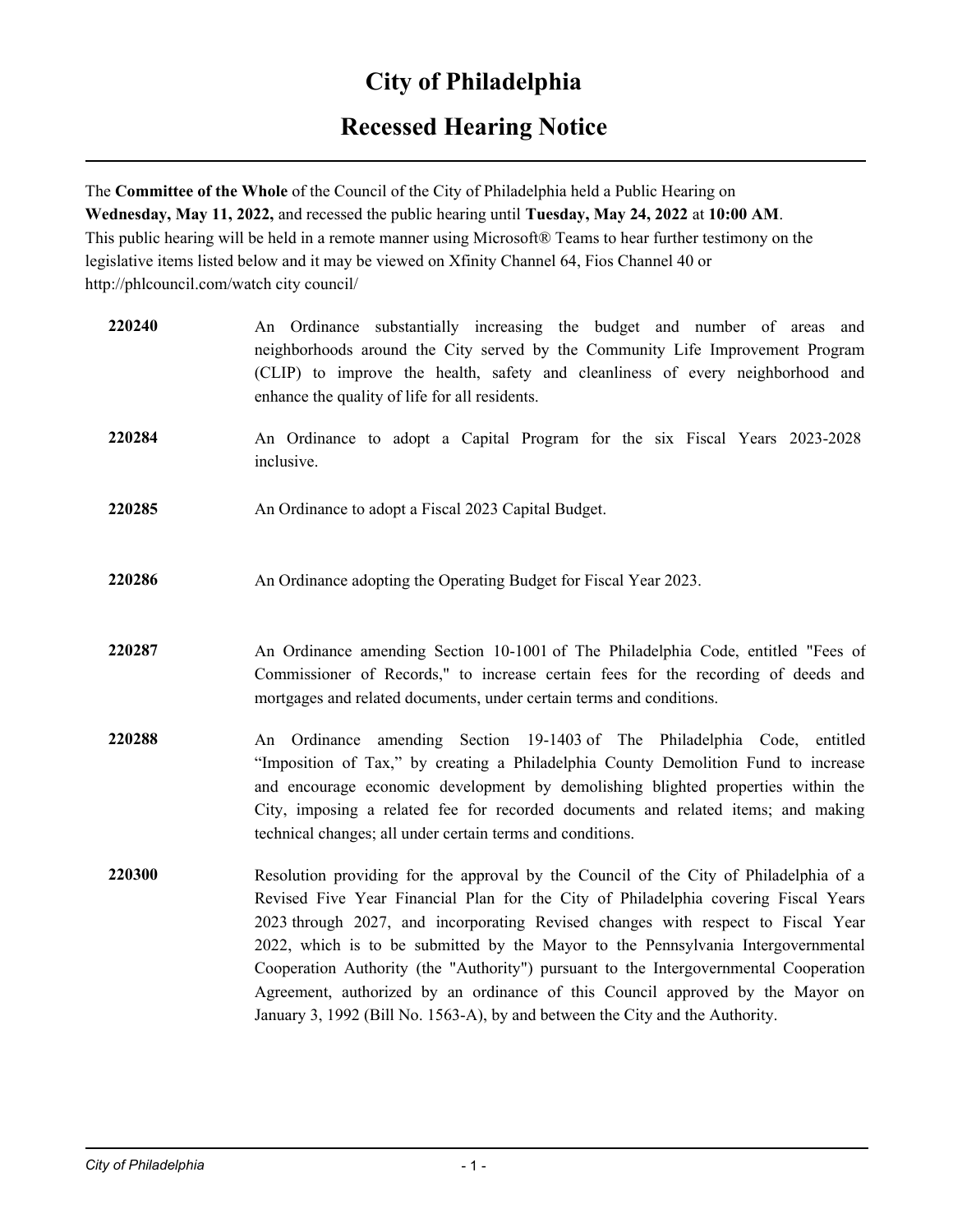# City of Philadelphia

## Recessed Hearing Notice

The **Committee of the Whole** of the Council of the City of Philadelphia held a Public Hearing on **Wednesday, May 11, 2022,** and recessed the public hearing until **Tuesday, May 24, 2022** at **10:00 AM**. This public hearing will be held in a remote manner using Microsoft® Teams to hear further testimony on the legislative items listed below and it may be viewed on Xfinity Channel 64, Fios Channel 40 or http://phlcouncil.com/watch city council/

**220240** An Ordinance substantially increasing the budget and number of areas and neighborhoods around the City served by the Community Life Improvement Program (CLIP) to improve the health, safety and cleanliness of every neighborhood and enhance the quality of life for all residents.

**220284** An Ordinance to adopt a Capital Program for the six Fiscal Years 2023-2028 inclusive.

**220285** An Ordinance to adopt a Fiscal 2023 Capital Budget.

**220286** An Ordinance adopting the Operating Budget for Fiscal Year 2023.

**220287** An Ordinance amending Section 10-1001 of The Philadelphia Code, entitled "Fees of Commissioner of Records," to increase certain fees for the recording of deeds and mortgages and related documents, under certain terms and conditions.

**220288** An Ordinance amending Section 19-1403 of The Philadelphia Code, entitled "Imposition of Tax," by creating a Philadelphia County Demolition Fund to increase and encourage economic development by demolishing blighted properties within the City, imposing a related fee for recorded documents and related items; and making technical changes; all under certain terms and conditions.

**220300** Resolution providing for the approval by the Council of the City of Philadelphia of a Revised Five Year Financial Plan for the City of Philadelphia covering Fiscal Years 2023 through 2027, and incorporating Revised changes with respect to Fiscal Year 2022, which is to be submitted by the Mayor to the Pennsylvania Intergovernmental Cooperation Authority (the "Authority") pursuant to the Intergovernmental Cooperation Agreement, authorized by an ordinance of this Council approved by the Mayor on January 3, 1992 (Bill No. 1563-A), by and between the City and the Authority.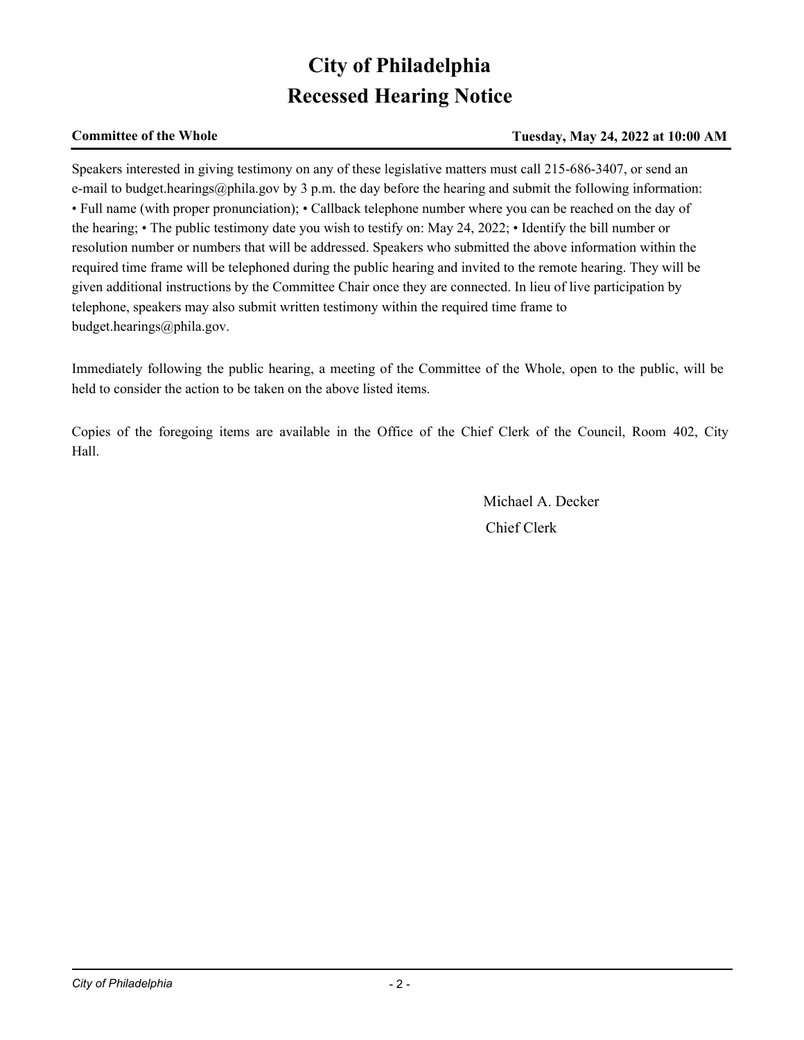# City of Philadelphia
# Recessed Hearing Notice

**Committee of the Whole** **Tuesday, May 24, 2022 at 10:00 AM**

Speakers interested in giving testimony on any of these legislative matters must call 215-686-3407, or send an e-mail to budget.hearings@phila.gov by 3 p.m. the day before the hearing and submit the following information: • Full name (with proper pronunciation); • Callback telephone number where you can be reached on the day of the hearing; • The public testimony date you wish to testify on: May 24, 2022; • Identify the bill number or resolution number or numbers that will be addressed. Speakers who submitted the above information within the required time frame will be telephoned during the public hearing and invited to the remote hearing. They will be given additional instructions by the Committee Chair once they are connected. In lieu of live participation by telephone, speakers may also submit written testimony within the required time frame to budget.hearings@phila.gov.

Immediately following the public hearing, a meeting of the Committee of the Whole, open to the public, will be held to consider the action to be taken on the above listed items.

Copies of the foregoing items are available in the Office of the Chief Clerk of the Council, Room 402, City Hall.

Michael A. Decker
Chief Clerk